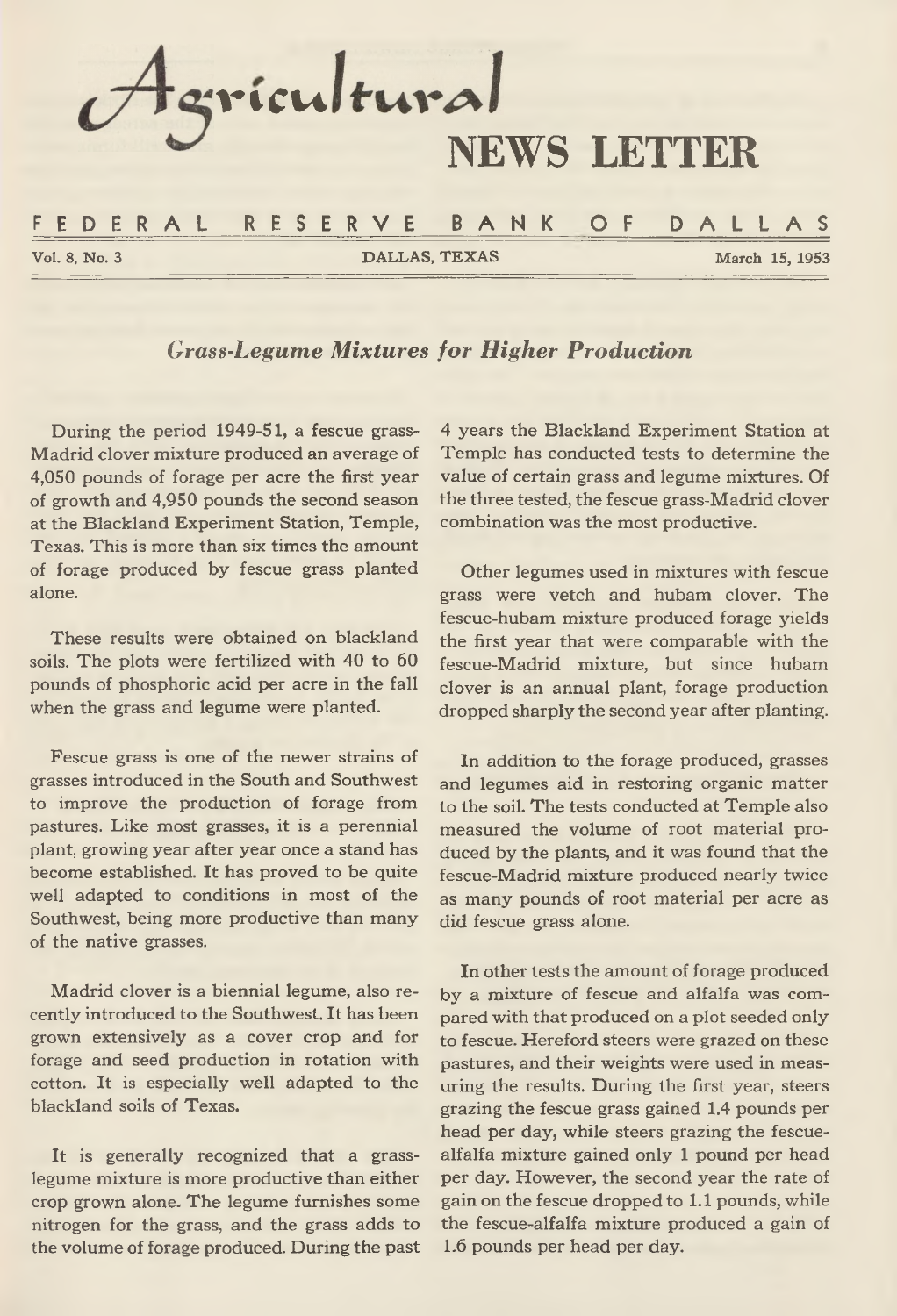# Agricultural NEWS LETTER

FEDERAL RESERVE BANK OF DALLAS

Vol. 8, No. 3 — DALLAS, TEXAS — March 15, 1953

## *Grass-Legume Mixtures for Higher Production*

During the period 1949-51, a fescue grass-Madrid clover mixture produced an average of 4,050 pounds of forage per acre the first year of growth and 4,950 pounds the second season at the Blackland Experiment Station, Temple, Texas. This is more than six times the amount of forage produced by fescue grass planted alone.

These results were obtained on blackland soils. The plots were fertilized with 40 to 60 pounds of phosphoric acid per acre in the fall when the grass and legume were planted.

Fescue grass is one of the newer strains of grasses introduced in the South and Southwest to improve the production of forage from pastures. Like most grasses, it is a perennial plant, growing year after year once a stand has become established. It has proved to be quite well adapted to conditions in most of the Southwest, being more productive than many of the native grasses.

Madrid clover is a biennial legume, also recently introduced to the Southwest. It has been grown extensively as a cover crop and for forage and seed production in rotation with cotton. It is especially well adapted to the blackland soils of Texas.

It is generally recognized that a grass-legume mixture is more productive than either crop grown alone. The legume furnishes some nitrogen for the grass, and the grass adds to the volume of forage produced. During the past 4 years the Blackland Experiment Station at Temple has conducted tests to determine the value of certain grass and legume mixtures. Of the three tested, the fescue grass-Madrid clover combination was the most productive.

Other legumes used in mixtures with fescue grass were vetch and hubam clover. The fescue-hubam mixture produced forage yields the first year that were comparable with the fescue-Madrid mixture, but since hubam clover is an annual plant, forage production dropped sharply the second year after planting.

In addition to the forage produced, grasses and legumes aid in restoring organic matter to the soil. The tests conducted at Temple also measured the volume of root material produced by the plants, and it was found that the fescue-Madrid mixture produced nearly twice as many pounds of root material per acre as did fescue grass alone.

In other tests the amount of forage produced by a mixture of fescue and alfalfa was compared with that produced on a plot seeded only to fescue. Hereford steers were grazed on these pastures, and their weights were used in measuring the results. During the first year, steers grazing the fescue grass gained 1.4 pounds per head per day, while steers grazing the fescue-alfalfa mixture gained only 1 pound per head per day. However, the second year the rate of gain on the fescue dropped to 1.1 pounds, while the fescue-alfalfa mixture produced a gain of 1.6 pounds per head per day.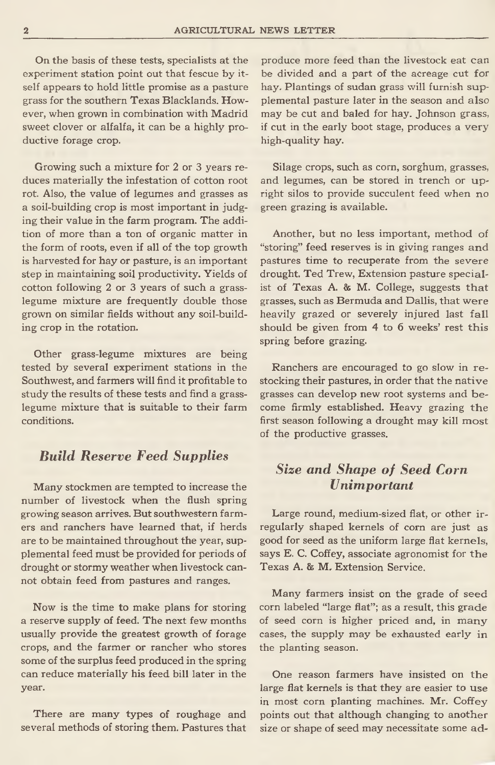On the basis of these tests, specialists at the experiment station point out that fescue by itself appears to hold little promise as a pasture grass for the southern Texas Blacklands. However, when grown in combination with Madrid sweet clover or alfalfa, it can be a highly productive forage crop.

Growing such a mixture for 2 or 3 years reduces materially the infestation of cotton root rot. Also, the value of legumes and grasses as a soil-building crop is most important in judging their value in the farm program. The addition of more than a ton of organic matter in the form of roots, even if all of the top growth is harvested for hay or pasture, is an important step in maintaining soil productivity. Yields of cotton following 2 or 3 years of such a grass-legume mixture are frequently double those grown on similar fields without any soil-building crop in the rotation.

Other grass-legume mixtures are being tested by several experiment stations in the Southwest, and farmers will find it profitable to study the results of these tests and find a grass-legume mixture that is suitable to their farm conditions.

## *Build Reserve Feed Supplies*

Many stockmen are tempted to increase the number of livestock when the flush spring growing season arrives. But southwestern farmers and ranchers have learned that, if herds are to be maintained throughout the year, supplemental feed must be provided for periods of drought or stormy weather when livestock cannot obtain feed from pastures and ranges.

Now is the time to make plans for storing a reserve supply of feed. The next few months usually provide the greatest growth of forage crops, and the farmer or rancher who stores some of the surplus feed produced in the spring can reduce materially his feed bill later in the year.

There are many types of roughage and several methods of storing them. Pastures that produce more feed than the livestock eat can be divided and a part of the acreage cut for hay. Plantings of sudan grass will furnish supplemental pasture later in the season and also may be cut and baled for hay. Johnson grass, if cut in the early boot stage, produces a very high-quality hay.

Silage crops, such as corn, sorghum, grasses, and legumes, can be stored in trench or upright silos to provide succulent feed when no green grazing is available.

Another, but no less important, method of "storing" feed reserves is in giving ranges and pastures time to recuperate from the severe drought. Ted Trew, Extension pasture specialist of Texas A. & M. College, suggests that grasses, such as Bermuda and Dallis, that were heavily grazed or severely injured last fall should be given from 4 to 6 weeks' rest this spring before grazing.

Ranchers are encouraged to go slow in restocking their pastures, in order that the native grasses can develop new root systems and become firmly established. Heavy grazing the first season following a drought may kill most of the productive grasses.

## *Size and Shape of Seed Corn Unimportant*

Large round, medium-sized flat, or other irregularly shaped kernels of corn are just as good for seed as the uniform large flat kernels, says E. C. Coffey, associate agronomist for the Texas A. & M. Extension Service.

Many farmers insist on the grade of seed corn labeled "large flat"; as a result, this grade of seed corn is higher priced and, in many cases, the supply may be exhausted early in the planting season.

One reason farmers have insisted on the large flat kernels is that they are easier to use in most corn planting machines. Mr. Coffey points out that although changing to another size or shape of seed may necessitate some ad-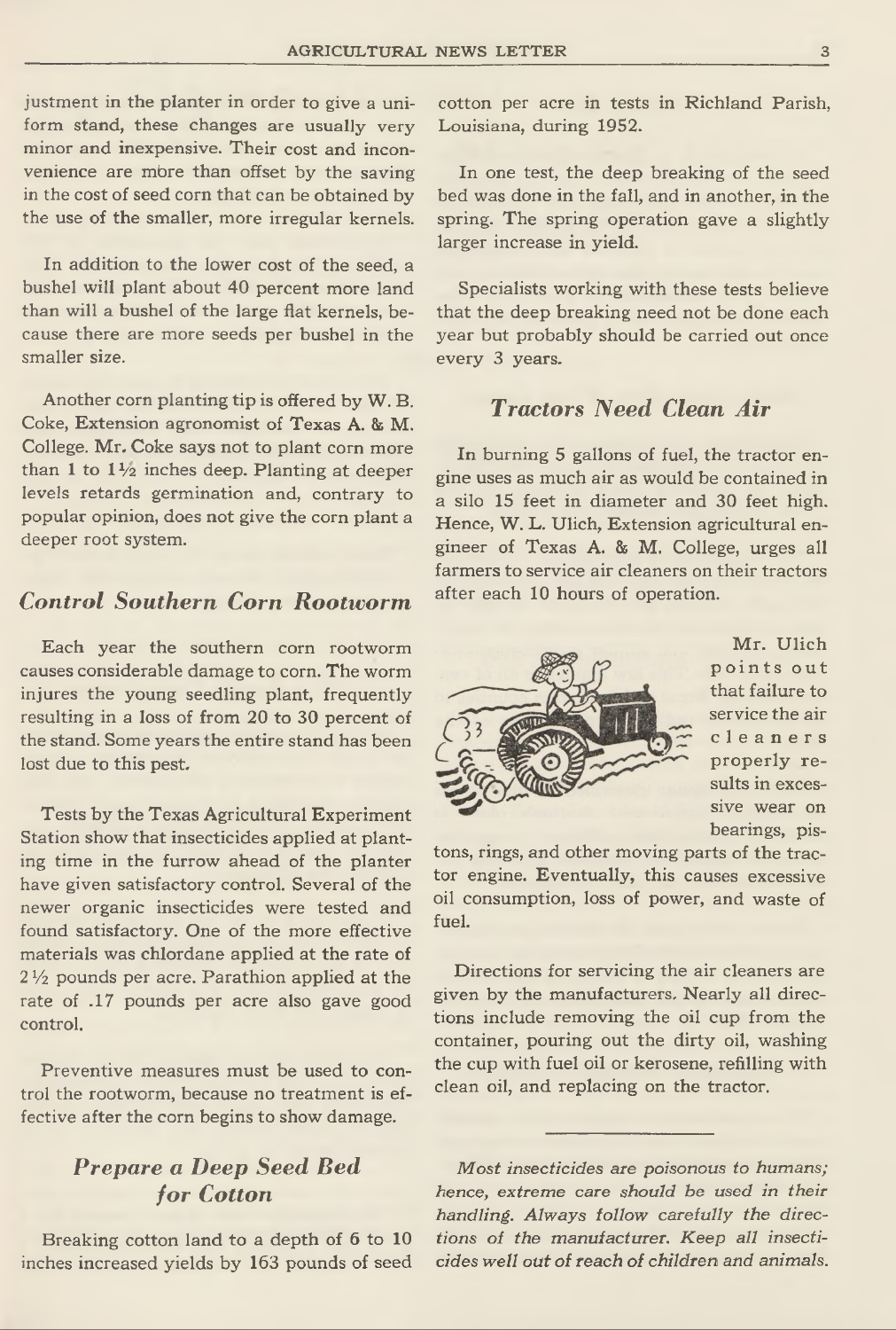justment in the planter in order to give a uniform stand, these changes are usually very minor and inexpensive. Their cost and inconvenience are more than offset by the saving in the cost of seed corn that can be obtained by the use of the smaller, more irregular kernels.

In addition to the lower cost of the seed, a bushel will plant about 40 percent more land than will a bushel of the large flat kernels, because there are more seeds per bushel in the smaller size.

Another corn planting tip is offered by W. B. Coke, Extension agronomist of Texas A. & M. College. Mr. Coke says not to plant corn more than 1 to 1½ inches deep. Planting at deeper levels retards germination and, contrary to popular opinion, does not give the corn plant a deeper root system.

## *Control Southern Corn Rootworm*

Each year the southern corn rootworm causes considerable damage to corn. The worm injures the young seedling plant, frequently resulting in a loss of from 20 to 30 percent of the stand. Some years the entire stand has been lost due to this pest.

Tests by the Texas Agricultural Experiment Station show that insecticides applied at planting time in the furrow ahead of the planter have given satisfactory control. Several of the newer organic insecticides were tested and found satisfactory. One of the more effective materials was chlordane applied at the rate of 2½ pounds per acre. Parathion applied at the rate of .17 pounds per acre also gave good control.

Preventive measures must be used to control the rootworm, because no treatment is effective after the corn begins to show damage.

## *Prepare a Deep Seed Bed for Cotton*

Breaking cotton land to a depth of 6 to 10 inches increased yields by 163 pounds of seed cotton per acre in tests in Richland Parish, Louisiana, during 1952.

In one test, the deep breaking of the seed bed was done in the fall, and in another, in the spring. The spring operation gave a slightly larger increase in yield.

Specialists working with these tests believe that the deep breaking need not be done each year but probably should be carried out once every 3 years.

## *Tractors Need Clean Air*

In burning 5 gallons of fuel, the tractor engine uses as much air as would be contained in a silo 15 feet in diameter and 30 feet high. Hence, W. L. Ulich, Extension agricultural engineer of Texas A. & M. College, urges all farmers to service air cleaners on their tractors after each 10 hours of operation.

Mr. Ulich points out that failure to service the air cleaners properly results in excessive wear on bearings, pistons, rings, and other moving parts of the tractor engine. Eventually, this causes excessive oil consumption, loss of power, and waste of fuel.

Directions for servicing the air cleaners are given by the manufacturers. Nearly all directions include removing the oil cup from the container, pouring out the dirty oil, washing the cup with fuel oil or kerosene, refilling with clean oil, and replacing on the tractor.

---

*Most insecticides are poisonous to humans; hence, extreme care should be used in their handling. Always follow carefully the directions of the manufacturer. Keep all insecticides well out of reach of children and animals.*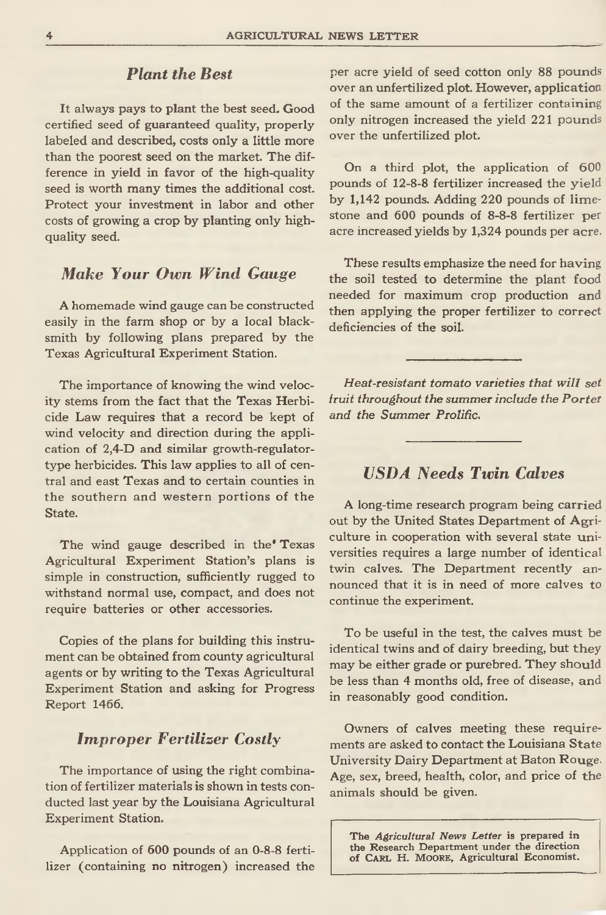## *Plant the Best*

It always pays to plant the best seed. Good certified seed of guaranteed quality, properly labeled and described, costs only a little more than the poorest seed on the market. The difference in yield in favor of the high-quality seed is worth many times the additional cost. Protect your investment in labor and other costs of growing a crop by planting only high-quality seed.

## *Make Your Own Wind Gauge*

A homemade wind gauge can be constructed easily in the farm shop or by a local blacksmith by following plans prepared by the Texas Agricultural Experiment Station.

The importance of knowing the wind velocity stems from the fact that the Texas Herbicide Law requires that a record be kept of wind velocity and direction during the application of 2,4-D and similar growth-regulator-type herbicides. This law applies to all of central and east Texas and to certain counties in the southern and western portions of the State.

The wind gauge described in the Texas Agricultural Experiment Station's plans is simple in construction, sufficiently rugged to withstand normal use, compact, and does not require batteries or other accessories.

Copies of the plans for building this instrument can be obtained from county agricultural agents or by writing to the Texas Agricultural Experiment Station and asking for Progress Report 1466.

## *Improper Fertilizer Costly*

The importance of using the right combination of fertilizer materials is shown in tests conducted last year by the Louisiana Agricultural Experiment Station.

Application of 600 pounds of an 0-8-8 fertilizer (containing no nitrogen) increased the per acre yield of seed cotton only 88 pounds over an unfertilized plot. However, application of the same amount of a fertilizer containing only nitrogen increased the yield 221 pounds over the unfertilized plot.

On a third plot, the application of 600 pounds of 12-8-8 fertilizer increased the yield by 1,142 pounds. Adding 220 pounds of limestone and 600 pounds of 8-8-8 fertilizer per acre increased yields by 1,324 pounds per acre.

These results emphasize the need for having the soil tested to determine the plant food needed for maximum crop production and then applying the proper fertilizer to correct deficiencies of the soil.

---

*Heat-resistant tomato varieties that will set fruit throughout the summer include the Porter and the Summer Prolific.*

---

## *USDA Needs Twin Calves*

A long-time research program being carried out by the United States Department of Agriculture in cooperation with several state universities requires a large number of identical twin calves. The Department recently announced that it is in need of more calves to continue the experiment.

To be useful in the test, the calves must be identical twins and of dairy breeding, but they may be either grade or purebred. They should be less than 4 months old, free of disease, and in reasonably good condition.

Owners of calves meeting these requirements are asked to contact the Louisiana State University Dairy Department at Baton Rouge. Age, sex, breed, health, color, and price of the animals should be given.

The *Agricultural News Letter* is prepared in the Research Department under the direction of CARL H. MOORE, Agricultural Economist.